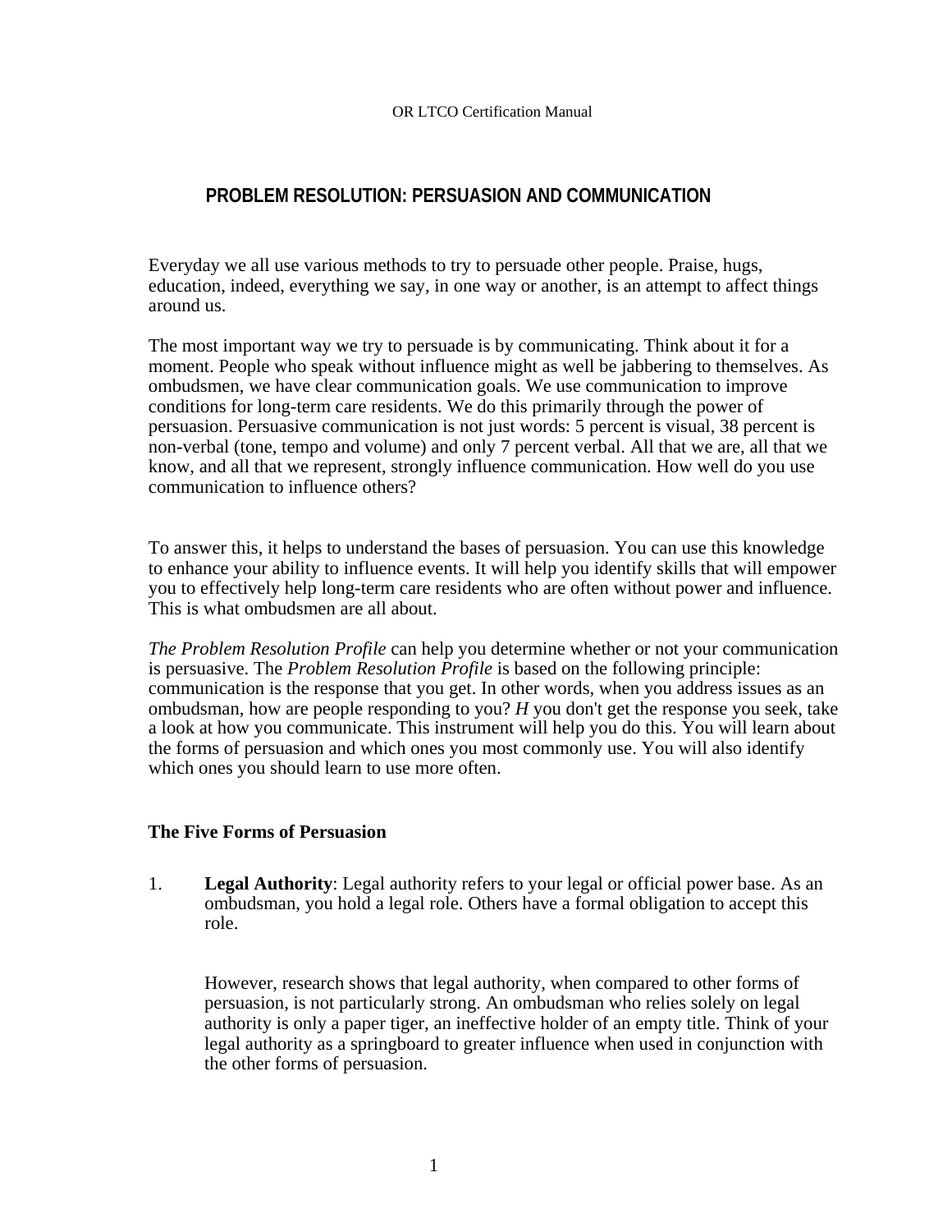# PROBLEM RESOLUTION: PERSUASION AND COMMUNICATION

Everyday we all use various methods to try to persuade other people. Praise, hugs, education, indeed, everything we say, in one way or another, is an attempt to affect things around us.

The most important way we try to persuade is by communicating. Think about it for a moment. People who speak without influence might as well be jabbering to themselves. As ombudsmen, we have clear communication goals. We use communication to improve conditions for long-term care residents. We do this primarily through the power of persuasion. Persuasive communication is not just words: 5 percent is visual, 38 percent is non-verbal (tone, tempo and volume) and only 7 percent verbal. All that we are, all that we know, and all that we represent, strongly influence communication. How well do you use communication to influence others?

To answer this, it helps to understand the bases of persuasion. You can use this knowledge to enhance your ability to influence events. It will help you identify skills that will empower you to effectively help long-term care residents who are often without power and influence. This is what ombudsmen are all about.

*The Problem Resolution Profile* can help you determine whether or not your communication is persuasive. The *Problem Resolution Profile* is based on the following principle: communication is the response that you get. In other words, when you address issues as an ombudsman, how are people responding to you? *H* you don't get the response you seek, take a look at how you communicate. This instrument will help you do this. You will learn about the forms of persuasion and which ones you most commonly use. You will also identify which ones you should learn to use more often.

### The Five Forms of Persuasion

1. **Legal Authority**: Legal authority refers to your legal or official power base. As an ombudsman, you hold a legal role. Others have a formal obligation to accept this role.

   However, research shows that legal authority, when compared to other forms of persuasion, is not particularly strong. An ombudsman who relies solely on legal authority is only a paper tiger, an ineffective holder of an empty title. Think of your legal authority as a springboard to greater influence when used in conjunction with the other forms of persuasion.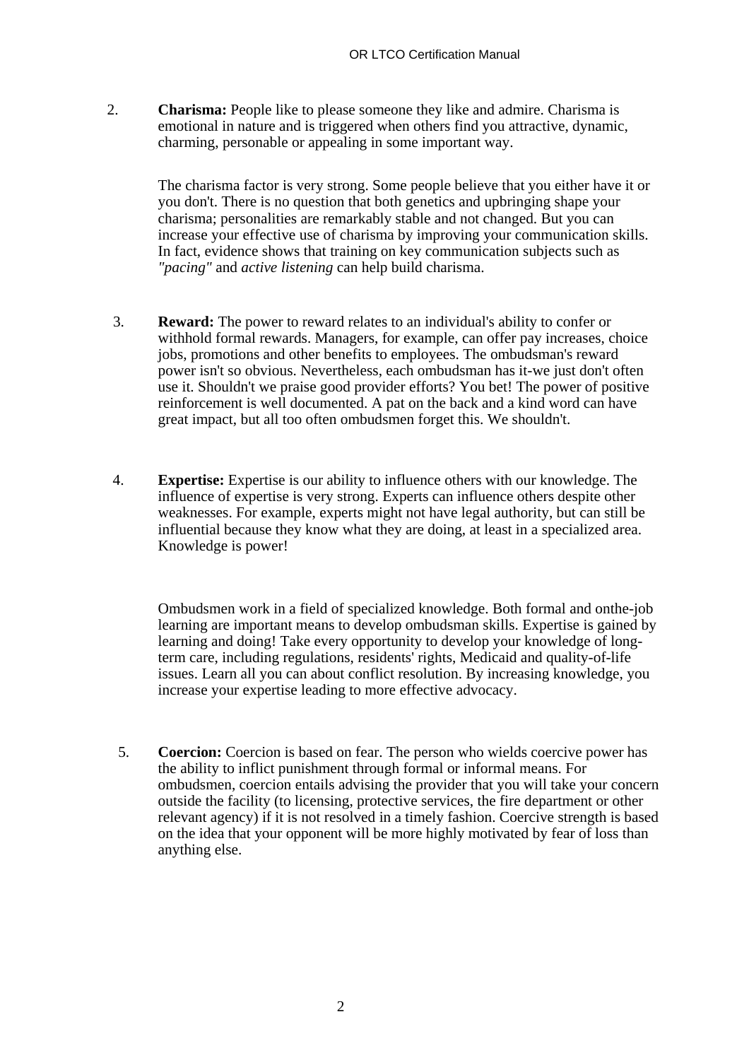2. **Charisma:** People like to please someone they like and admire. Charisma is emotional in nature and is triggered when others find you attractive, dynamic, charming, personable or appealing in some important way.

   The charisma factor is very strong. Some people believe that you either have it or you don't. There is no question that both genetics and upbringing shape your charisma; personalities are remarkably stable and not changed. But you can increase your effective use of charisma by improving your communication skills. In fact, evidence shows that training on key communication subjects such as *"pacing"* and *active listening* can help build charisma.

3. **Reward:** The power to reward relates to an individual's ability to confer or withhold formal rewards. Managers, for example, can offer pay increases, choice jobs, promotions and other benefits to employees. The ombudsman's reward power isn't so obvious. Nevertheless, each ombudsman has it-we just don't often use it. Shouldn't we praise good provider efforts? You bet! The power of positive reinforcement is well documented. A pat on the back and a kind word can have great impact, but all too often ombudsmen forget this. We shouldn't.

4. **Expertise:** Expertise is our ability to influence others with our knowledge. The influence of expertise is very strong. Experts can influence others despite other weaknesses. For example, experts might not have legal authority, but can still be influential because they know what they are doing, at least in a specialized area. Knowledge is power!

   Ombudsmen work in a field of specialized knowledge. Both formal and onthe-job learning are important means to develop ombudsman skills. Expertise is gained by learning and doing! Take every opportunity to develop your knowledge of long-term care, including regulations, residents' rights, Medicaid and quality-of-life issues. Learn all you can about conflict resolution. By increasing knowledge, you increase your expertise leading to more effective advocacy.

5. **Coercion:** Coercion is based on fear. The person who wields coercive power has the ability to inflict punishment through formal or informal means. For ombudsmen, coercion entails advising the provider that you will take your concern outside the facility (to licensing, protective services, the fire department or other relevant agency) if it is not resolved in a timely fashion. Coercive strength is based on the idea that your opponent will be more highly motivated by fear of loss than anything else.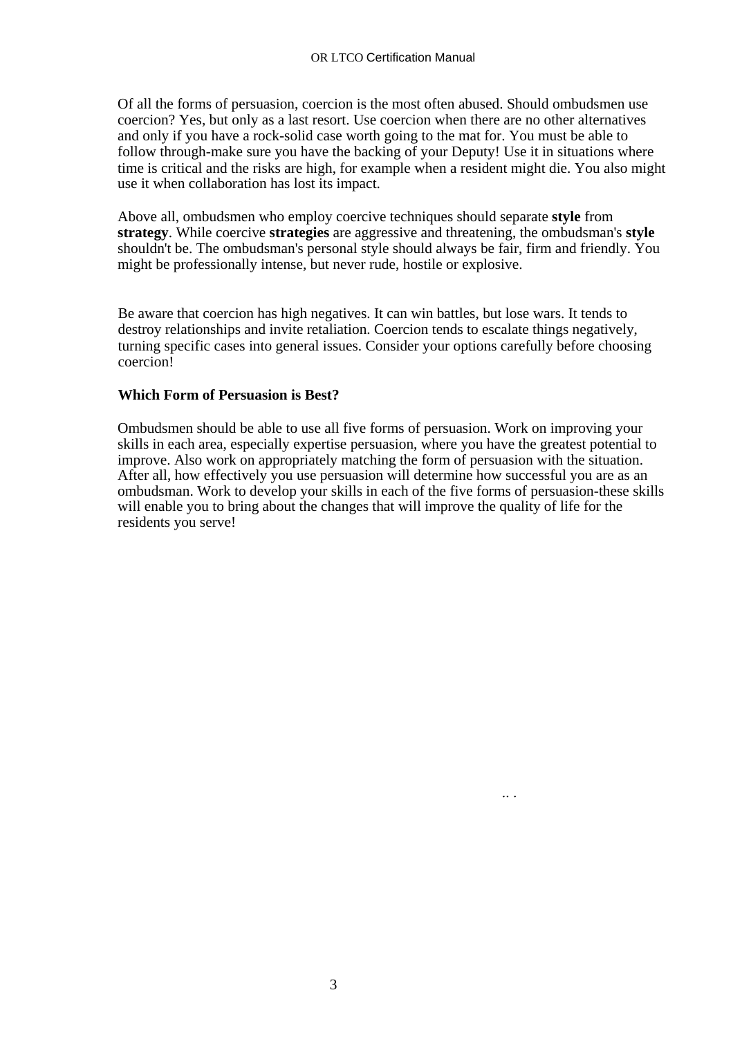Of all the forms of persuasion, coercion is the most often abused. Should ombudsmen use coercion? Yes, but only as a last resort. Use coercion when there are no other alternatives and only if you have a rock-solid case worth going to the mat for. You must be able to follow through-make sure you have the backing of your Deputy! Use it in situations where time is critical and the risks are high, for example when a resident might die. You also might use it when collaboration has lost its impact.

Above all, ombudsmen who employ coercive techniques should separate **style** from **strategy**. While coercive **strategies** are aggressive and threatening, the ombudsman's **style** shouldn't be. The ombudsman's personal style should always be fair, firm and friendly. You might be professionally intense, but never rude, hostile or explosive.

Be aware that coercion has high negatives. It can win battles, but lose wars. It tends to destroy relationships and invite retaliation. Coercion tends to escalate things negatively, turning specific cases into general issues. Consider your options carefully before choosing coercion!

**Which Form of Persuasion is Best?**

Ombudsmen should be able to use all five forms of persuasion. Work on improving your skills in each area, especially expertise persuasion, where you have the greatest potential to improve. Also work on appropriately matching the form of persuasion with the situation. After all, how effectively you use persuasion will determine how successful you are as an ombudsman. Work to develop your skills in each of the five forms of persuasion-these skills will enable you to bring about the changes that will improve the quality of life for the residents you serve!